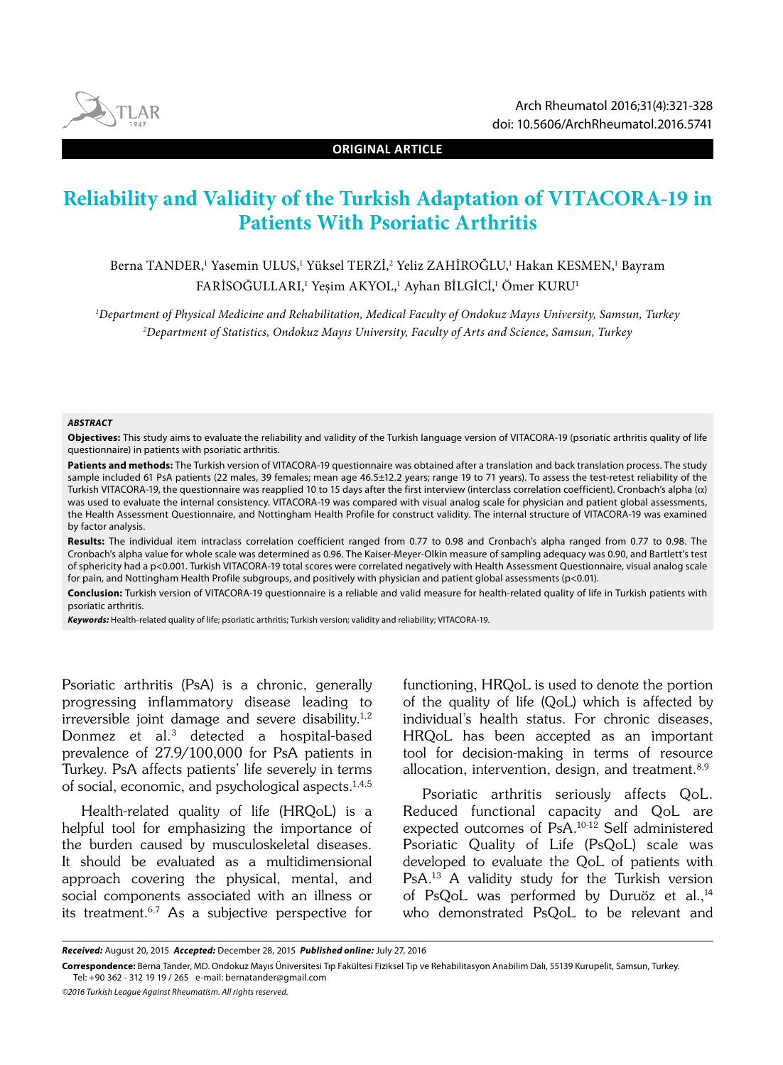ORIGINAL ARTICLE

# Reliability and Validity of the Turkish Adaptation of VITACORA-19 in Patients With Psoriatic Arthritis

Berna TANDER,[1] Yasemin ULUS,[1] Yüksel TERZİ,[2] Yeliz ZAHİROĞLU,[1] Hakan KESMEN,[1] Bayram FARİSOĞULLARI,[1] Yeşim AKYOL,[1] Ayhan BİLGİCİ,[1] Ömer KURU[1]

[1]*Department of Physical Medicine and Rehabilitation, Medical Faculty of Ondokuz Mayıs University, Samsun, Turkey*
[2]*Department of Statistics, Ondokuz Mayıs University, Faculty of Arts and Science, Samsun, Turkey*

### ABSTRACT

**Objectives:** This study aims to evaluate the reliability and validity of the Turkish language version of VITACORA-19 (psoriatic arthritis quality of life questionnaire) in patients with psoriatic arthritis.

**Patients and methods:** The Turkish version of VITACORA-19 questionnaire was obtained after a translation and back translation process. The study sample included 61 PsA patients (22 males, 39 females; mean age 46.5±12.2 years; range 19 to 71 years). To assess the test-retest reliability of the Turkish VITACORA-19, the questionnaire was reapplied 10 to 15 days after the first interview (interclass correlation coefficient). Cronbach's alpha (α) was used to evaluate the internal consistency. VITACORA-19 was compared with visual analog scale for physician and patient global assessments, the Health Assessment Questionnaire, and Nottingham Health Profile for construct validity. The internal structure of VITACORA-19 was examined by factor analysis.

**Results:** The individual item intraclass correlation coefficient ranged from 0.77 to 0.98 and Cronbach's alpha ranged from 0.77 to 0.98. The Cronbach's alpha value for whole scale was determined as 0.96. The Kaiser-Meyer-Olkin measure of sampling adequacy was 0.90, and Bartlett's test of sphericity had a $p<0.001$. Turkish VITACORA-19 total scores were correlated negatively with Health Assessment Questionnaire, visual analog scale for pain, and Nottingham Health Profile subgroups, and positively with physician and patient global assessments ($p<0.01$).

**Conclusion:** Turkish version of VITACORA-19 questionnaire is a reliable and valid measure for health-related quality of life in Turkish patients with psoriatic arthritis.

***Keywords:*** Health-related quality of life; psoriatic arthritis; Turkish version; validity and reliability; VITACORA-19.

Psoriatic arthritis (PsA) is a chronic, generally progressing inflammatory disease leading to irreversible joint damage and severe disability.[1,2] Donmez et al.[3] detected a hospital-based prevalence of 27.9/100,000 for PsA patients in Turkey. PsA affects patients' life severely in terms of social, economic, and psychological aspects.[1,4,5]

Health-related quality of life (HRQoL) is a helpful tool for emphasizing the importance of the burden caused by musculoskeletal diseases. It should be evaluated as a multidimensional approach covering the physical, mental, and social components associated with an illness or its treatment.[6,7] As a subjective perspective for functioning, HRQoL is used to denote the portion of the quality of life (QoL) which is affected by individual's health status. For chronic diseases, HRQoL has been accepted as an important tool for decision-making in terms of resource allocation, intervention, design, and treatment.[8,9]

Psoriatic arthritis seriously affects QoL. Reduced functional capacity and QoL are expected outcomes of PsA.[10-12] Self administered Psoriatic Quality of Life (PsQoL) scale was developed to evaluate the QoL of patients with PsA.[13] A validity study for the Turkish version of PsQoL was performed by Duruöz et al.,[14] who demonstrated PsQoL to be relevant and

***Received:*** August 20, 2015 ***Accepted:*** December 28, 2015 ***Published online:*** July 27, 2016

**Correspondence:** Berna Tander, MD. Ondokuz Mayıs Üniversitesi Tıp Fakültesi Fiziksel Tıp ve Rehabilitasyon Anabilim Dalı, 55139 Kurupelit, Samsun, Turkey. Tel: +90 362 - 312 19 19 / 265 e-mail: bernatander@gmail.com

*©2016 Turkish League Against Rheumatism. All rights reserved.*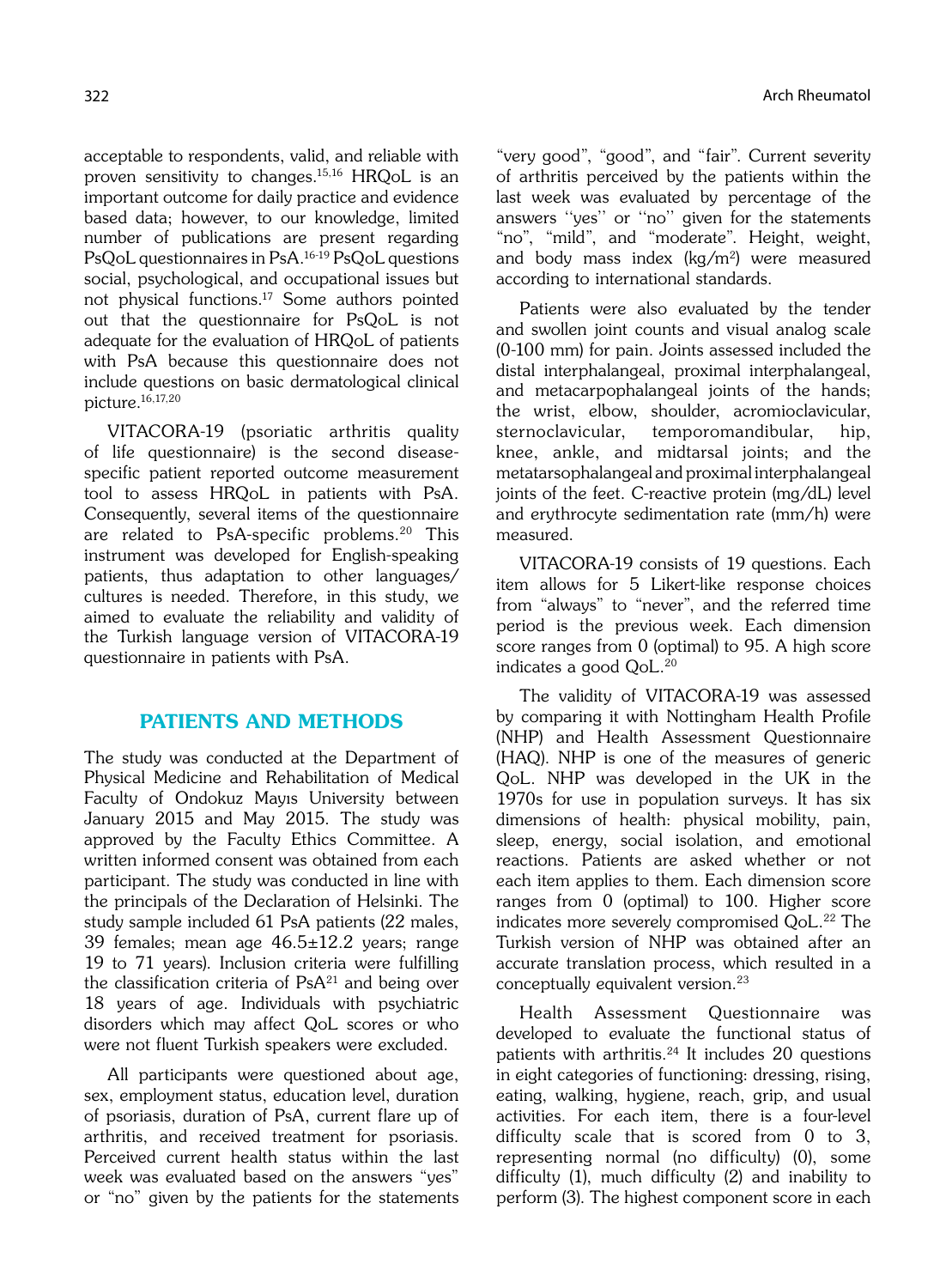acceptable to respondents, valid, and reliable with proven sensitivity to changes.[15,16] HRQoL is an important outcome for daily practice and evidence based data; however, to our knowledge, limited number of publications are present regarding PsQoL questionnaires in PsA.[16-19] PsQoL questions social, psychological, and occupational issues but not physical functions.[17] Some authors pointed out that the questionnaire for PsQoL is not adequate for the evaluation of HRQoL of patients with PsA because this questionnaire does not include questions on basic dermatological clinical picture.[16,17,20]

VITACORA-19 (psoriatic arthritis quality of life questionnaire) is the second disease-specific patient reported outcome measurement tool to assess HRQoL in patients with PsA. Consequently, several items of the questionnaire are related to PsA-specific problems.[20] This instrument was developed for English-speaking patients, thus adaptation to other languages/cultures is needed. Therefore, in this study, we aimed to evaluate the reliability and validity of the Turkish language version of VITACORA-19 questionnaire in patients with PsA.

## PATIENTS AND METHODS

The study was conducted at the Department of Physical Medicine and Rehabilitation of Medical Faculty of Ondokuz Mayıs University between January 2015 and May 2015. The study was approved by the Faculty Ethics Committee. A written informed consent was obtained from each participant. The study was conducted in line with the principals of the Declaration of Helsinki. The study sample included 61 PsA patients (22 males, 39 females; mean age 46.5±12.2 years; range 19 to 71 years). Inclusion criteria were fulfilling the classification criteria of PsA[21] and being over 18 years of age. Individuals with psychiatric disorders which may affect QoL scores or who were not fluent Turkish speakers were excluded.

All participants were questioned about age, sex, employment status, education level, duration of psoriasis, duration of PsA, current flare up of arthritis, and received treatment for psoriasis. Perceived current health status within the last week was evaluated based on the answers "yes" or "no" given by the patients for the statements "very good", "good", and "fair". Current severity of arthritis perceived by the patients within the last week was evaluated by percentage of the answers ''yes'' or ''no'' given for the statements "no", "mild", and "moderate". Height, weight, and body mass index (kg/m$^2$) were measured according to international standards.

Patients were also evaluated by the tender and swollen joint counts and visual analog scale (0-100 mm) for pain. Joints assessed included the distal interphalangeal, proximal interphalangeal, and metacarpophalangeal joints of the hands; the wrist, elbow, shoulder, acromioclavicular, sternoclavicular, temporomandibular, hip, knee, ankle, and midtarsal joints; and the metatarsophalangeal and proximal interphalangeal joints of the feet. C-reactive protein (mg/dL) level and erythrocyte sedimentation rate (mm/h) were measured.

VITACORA-19 consists of 19 questions. Each item allows for 5 Likert-like response choices from "always" to "never", and the referred time period is the previous week. Each dimension score ranges from 0 (optimal) to 95. A high score indicates a good QoL.[20]

The validity of VITACORA-19 was assessed by comparing it with Nottingham Health Profile (NHP) and Health Assessment Questionnaire (HAQ). NHP is one of the measures of generic QoL. NHP was developed in the UK in the 1970s for use in population surveys. It has six dimensions of health: physical mobility, pain, sleep, energy, social isolation, and emotional reactions. Patients are asked whether or not each item applies to them. Each dimension score ranges from 0 (optimal) to 100. Higher score indicates more severely compromised QoL.[22] The Turkish version of NHP was obtained after an accurate translation process, which resulted in a conceptually equivalent version.[23]

Health Assessment Questionnaire was developed to evaluate the functional status of patients with arthritis.[24] It includes 20 questions in eight categories of functioning: dressing, rising, eating, walking, hygiene, reach, grip, and usual activities. For each item, there is a four-level difficulty scale that is scored from 0 to 3, representing normal (no difficulty) (0), some difficulty (1), much difficulty (2) and inability to perform (3). The highest component score in each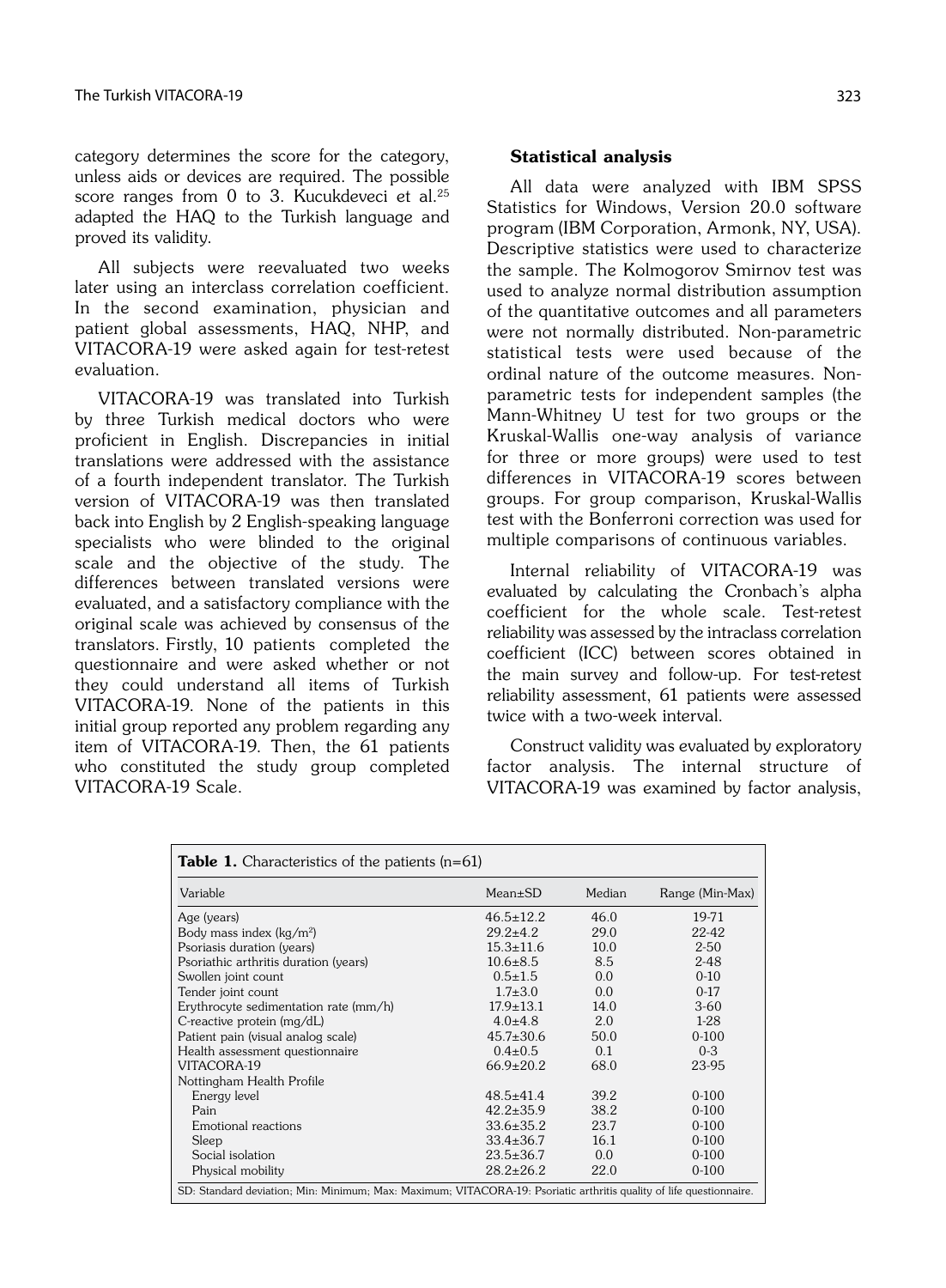category determines the score for the category, unless aids or devices are required. The possible score ranges from 0 to 3. Kucukdeveci et al.[25] adapted the HAQ to the Turkish language and proved its validity.

All subjects were reevaluated two weeks later using an interclass correlation coefficient. In the second examination, physician and patient global assessments, HAQ, NHP, and VITACORA-19 were asked again for test-retest evaluation.

VITACORA-19 was translated into Turkish by three Turkish medical doctors who were proficient in English. Discrepancies in initial translations were addressed with the assistance of a fourth independent translator. The Turkish version of VITACORA-19 was then translated back into English by 2 English-speaking language specialists who were blinded to the original scale and the objective of the study. The differences between translated versions were evaluated, and a satisfactory compliance with the original scale was achieved by consensus of the translators. Firstly, 10 patients completed the questionnaire and were asked whether or not they could understand all items of Turkish VITACORA-19. None of the patients in this initial group reported any problem regarding any item of VITACORA-19. Then, the 61 patients who constituted the study group completed VITACORA-19 Scale.

### Statistical analysis

All data were analyzed with IBM SPSS Statistics for Windows, Version 20.0 software program (IBM Corporation, Armonk, NY, USA). Descriptive statistics were used to characterize the sample. The Kolmogorov Smirnov test was used to analyze normal distribution assumption of the quantitative outcomes and all parameters were not normally distributed. Non-parametric statistical tests were used because of the ordinal nature of the outcome measures. Non-parametric tests for independent samples (the Mann-Whitney U test for two groups or the Kruskal-Wallis one-way analysis of variance for three or more groups) were used to test differences in VITACORA-19 scores between groups. For group comparison, Kruskal-Wallis test with the Bonferroni correction was used for multiple comparisons of continuous variables.

Internal reliability of VITACORA-19 was evaluated by calculating the Cronbach's alpha coefficient for the whole scale. Test-retest reliability was assessed by the intraclass correlation coefficient (ICC) between scores obtained in the main survey and follow-up. For test-retest reliability assessment, 61 patients were assessed twice with a two-week interval.

Construct validity was evaluated by exploratory factor analysis. The internal structure of VITACORA-19 was examined by factor analysis,

**Table 1.** Characteristics of the patients (n=61)

| Variable | Mean±SD | Median | Range (Min-Max) |
|---|---|---|---|
| Age (years) | 46.5±12.2 | 46.0 | 19-71 |
| Body mass index (kg/m$^2$) | 29.2±4.2 | 29.0 | 22-42 |
| Psoriasis duration (years) | 15.3±11.6 | 10.0 | 2-50 |
| Psoriathic arthritis duration (years) | 10.6±8.5 | 8.5 | 2-48 |
| Swollen joint count | 0.5±1.5 | 0.0 | 0-10 |
| Tender joint count | 1.7±3.0 | 0.0 | 0-17 |
| Erythrocyte sedimentation rate (mm/h) | 17.9±13.1 | 14.0 | 3-60 |
| C-reactive protein (mg/dL) | 4.0±4.8 | 2.0 | 1-28 |
| Patient pain (visual analog scale) | 45.7±30.6 | 50.0 | 0-100 |
| Health assessment questionnaire | 0.4±0.5 | 0.1 | 0-3 |
| VITACORA-19 | 66.9±20.2 | 68.0 | 23-95 |
| Nottingham Health Profile | | | |
| Energy level | 48.5±41.4 | 39.2 | 0-100 |
| Pain | 42.2±35.9 | 38.2 | 0-100 |
| Emotional reactions | 33.6±35.2 | 23.7 | 0-100 |
| Sleep | 33.4±36.7 | 16.1 | 0-100 |
| Social isolation | 23.5±36.7 | 0.0 | 0-100 |
| Physical mobility | 28.2±26.2 | 22.0 | 0-100 |

SD: Standard deviation; Min: Minimum; Max: Maximum; VITACORA-19: Psoriatic arthritis quality of life questionnaire.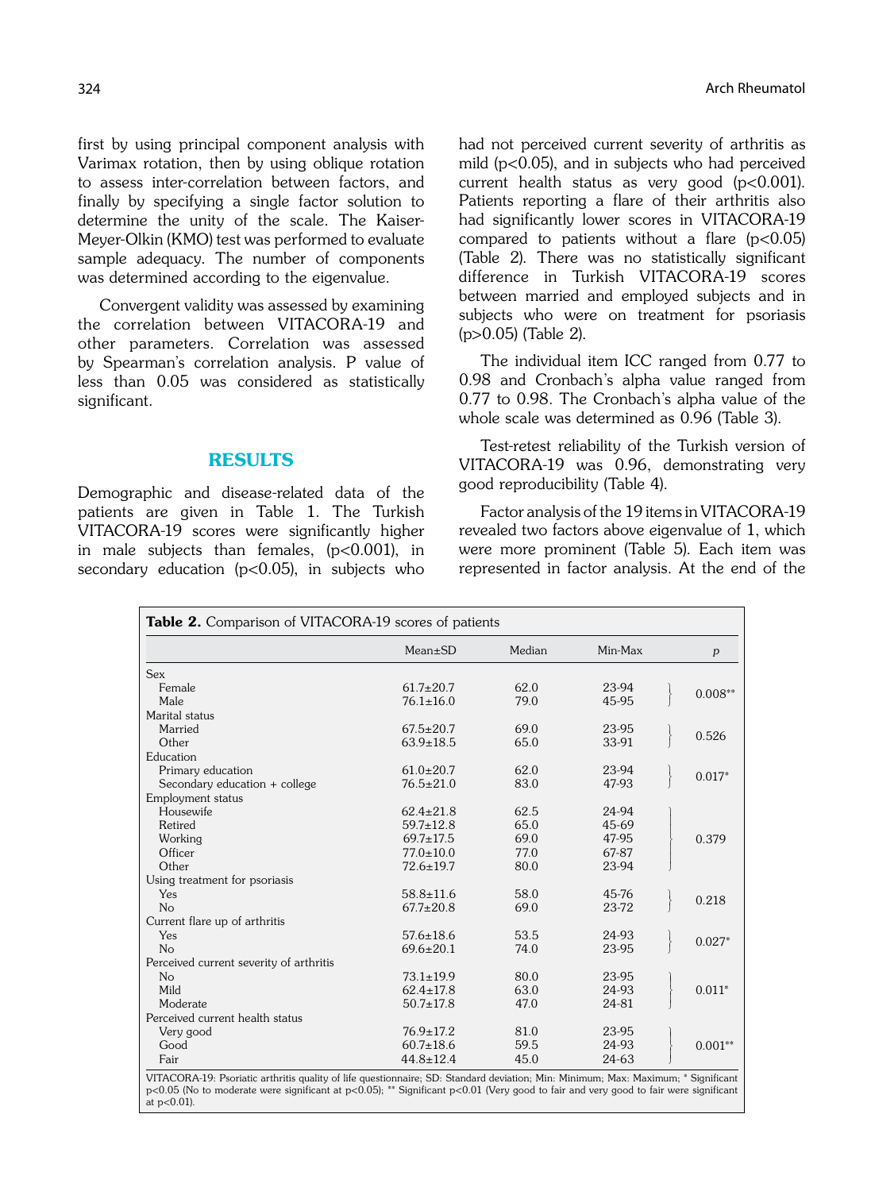first by using principal component analysis with Varimax rotation, then by using oblique rotation to assess inter-correlation between factors, and finally by specifying a single factor solution to determine the unity of the scale. The Kaiser-Meyer-Olkin (KMO) test was performed to evaluate sample adequacy. The number of components was determined according to the eigenvalue.

Convergent validity was assessed by examining the correlation between VITACORA-19 and other parameters. Correlation was assessed by Spearman's correlation analysis. P value of less than 0.05 was considered as statistically significant.

## RESULTS

Demographic and disease-related data of the patients are given in Table 1. The Turkish VITACORA-19 scores were significantly higher in male subjects than females, ($p<0.001$), in secondary education ($p<0.05$), in subjects who had not perceived current severity of arthritis as mild ($p<0.05$), and in subjects who had perceived current health status as very good ($p<0.001$). Patients reporting a flare of their arthritis also had significantly lower scores in VITACORA-19 compared to patients without a flare ($p<0.05$) (Table 2). There was no statistically significant difference in Turkish VITACORA-19 scores between married and employed subjects and in subjects who were on treatment for psoriasis ($p>0.05$) (Table 2).

The individual item ICC ranged from 0.77 to 0.98 and Cronbach's alpha value ranged from 0.77 to 0.98. The Cronbach's alpha value of the whole scale was determined as 0.96 (Table 3).

Test-retest reliability of the Turkish version of VITACORA-19 was 0.96, demonstrating very good reproducibility (Table 4).

Factor analysis of the 19 items in VITACORA-19 revealed two factors above eigenvalue of 1, which were more prominent (Table 5). Each item was represented in factor analysis. At the end of the

**Table 2.** Comparison of VITACORA-19 scores of patients

| | Mean±SD | Median | Min-Max | *p* |
|---|---|---|---|---|
| Sex | | | | |
| Female | 61.7±20.7 | 62.0 | 23-94 | 0.008** |
| Male | 76.1±16.0 | 79.0 | 45-95 | |
| Marital status | | | | |
| Married | 67.5±20.7 | 69.0 | 23-95 | 0.526 |
| Other | 63.9±18.5 | 65.0 | 33-91 | |
| Education | | | | |
| Primary education | 61.0±20.7 | 62.0 | 23-94 | 0.017* |
| Secondary education + college | 76.5±21.0 | 83.0 | 47-93 | |
| Employment status | | | | |
| Housewife | 62.4±21.8 | 62.5 | 24-94 | 0.379 |
| Retired | 59.7±12.8 | 65.0 | 45-69 | |
| Working | 69.7±17.5 | 69.0 | 47-95 | |
| Officer | 77.0±10.0 | 77.0 | 67-87 | |
| Other | 72.6±19.7 | 80.0 | 23-94 | |
| Using treatment for psoriasis | | | | |
| Yes | 58.8±11.6 | 58.0 | 45-76 | 0.218 |
| No | 67.7±20.8 | 69.0 | 23-72 | |
| Current flare up of arthritis | | | | |
| Yes | 57.6±18.6 | 53.5 | 24-93 | 0.027* |
| No | 69.6±20.1 | 74.0 | 23-95 | |
| Perceived current severity of arthritis | | | | |
| No | 73.1±19.9 | 80.0 | 23-95 | 0.011* |
| Mild | 62.4±17.8 | 63.0 | 24-93 | |
| Moderate | 50.7±17.8 | 47.0 | 24-81 | |
| Perceived current health status | | | | |
| Very good | 76.9±17.2 | 81.0 | 23-95 | 0.001** |
| Good | 60.7±18.6 | 59.5 | 24-93 | |
| Fair | 44.8±12.4 | 45.0 | 24-63 | |

VITACORA-19: Psoriatic arthritis quality of life questionnaire; SD: Standard deviation; Min: Minimum; Max: Maximum; * Significant $p<0.05$ (No to moderate were significant at $p<0.05$); ** Significant $p<0.01$ (Very good to fair and very good to fair were significant at $p<0.01$).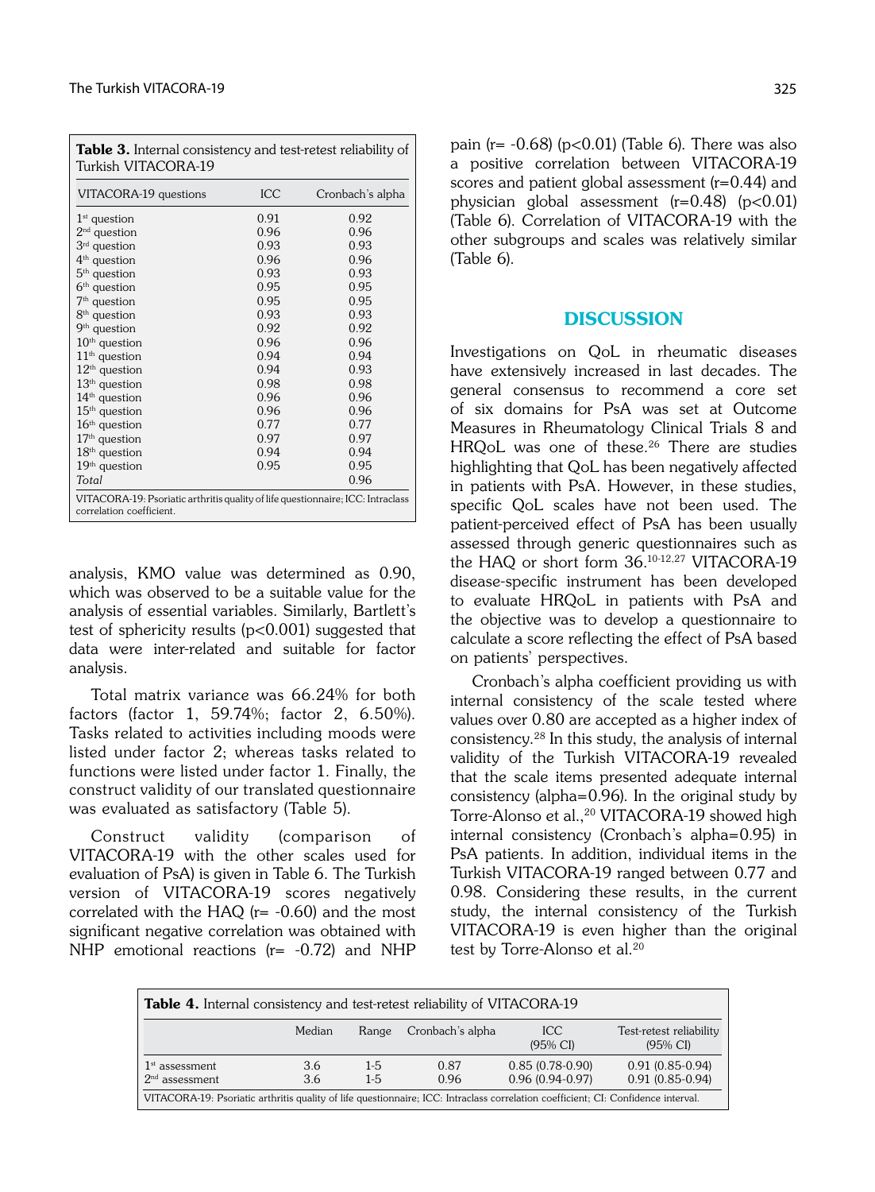**Table 3.** Internal consistency and test-retest reliability of Turkish VITACORA-19

| VITACORA-19 questions | ICC | Cronbach's alpha |
|---|---|---|
| 1st question | 0.91 | 0.92 |
| 2nd question | 0.96 | 0.96 |
| 3rd question | 0.93 | 0.93 |
| 4th question | 0.96 | 0.96 |
| 5th question | 0.93 | 0.93 |
| 6th question | 0.95 | 0.95 |
| 7th question | 0.95 | 0.95 |
| 8th question | 0.93 | 0.93 |
| 9th question | 0.92 | 0.92 |
| 10th question | 0.96 | 0.96 |
| 11th question | 0.94 | 0.94 |
| 12th question | 0.94 | 0.93 |
| 13th question | 0.98 | 0.98 |
| 14th question | 0.96 | 0.96 |
| 15th question | 0.96 | 0.96 |
| 16th question | 0.77 | 0.77 |
| 17th question | 0.97 | 0.97 |
| 18th question | 0.94 | 0.94 |
| 19th question | 0.95 | 0.95 |
| *Total* | | 0.96 |

VITACORA-19: Psoriatic arthritis quality of life questionnaire; ICC: Intraclass correlation coefficient.

analysis, KMO value was determined as 0.90, which was observed to be a suitable value for the analysis of essential variables. Similarly, Bartlett's test of sphericity results ($p<0.001$) suggested that data were inter-related and suitable for factor analysis.

Total matrix variance was 66.24% for both factors (factor 1, 59.74%; factor 2, 6.50%). Tasks related to activities including moods were listed under factor 2; whereas tasks related to functions were listed under factor 1. Finally, the construct validity of our translated questionnaire was evaluated as satisfactory (Table 5).

Construct validity (comparison of VITACORA-19 with the other scales used for evaluation of PsA) is given in Table 6. The Turkish version of VITACORA-19 scores negatively correlated with the HAQ ($r= -0.60$) and the most significant negative correlation was obtained with NHP emotional reactions ($r= -0.72$) and NHP pain ($r= -0.68$) ($p<0.01$) (Table 6). There was also a positive correlation between VITACORA-19 scores and patient global assessment ($r=0.44$) and physician global assessment ($r=0.48$) ($p<0.01$) (Table 6). Correlation of VITACORA-19 with the other subgroups and scales was relatively similar (Table 6).

## DISCUSSION

Investigations on QoL in rheumatic diseases have extensively increased in last decades. The general consensus to recommend a core set of six domains for PsA was set at Outcome Measures in Rheumatology Clinical Trials 8 and HRQoL was one of these.[26] There are studies highlighting that QoL has been negatively affected in patients with PsA. However, in these studies, specific QoL scales have not been used. The patient-perceived effect of PsA has been usually assessed through generic questionnaires such as the HAQ or short form 36.[10-12,27] VITACORA-19 disease-specific instrument has been developed to evaluate HRQoL in patients with PsA and the objective was to develop a questionnaire to calculate a score reflecting the effect of PsA based on patients' perspectives.

Cronbach's alpha coefficient providing us with internal consistency of the scale tested where values over 0.80 are accepted as a higher index of consistency.[28] In this study, the analysis of internal validity of the Turkish VITACORA-19 revealed that the scale items presented adequate internal consistency (alpha=0.96). In the original study by Torre-Alonso et al.,[20] VITACORA-19 showed high internal consistency (Cronbach's alpha=0.95) in PsA patients. In addition, individual items in the Turkish VITACORA-19 ranged between 0.77 and 0.98. Considering these results, in the current study, the internal consistency of the Turkish VITACORA-19 is even higher than the original test by Torre-Alonso et al.[20]

**Table 4.** Internal consistency and test-retest reliability of VITACORA-19

| | Median | Range | Cronbach's alpha | ICC (95% CI) | Test-retest reliability (95% CI) |
|---|---|---|---|---|---|
| 1st assessment | 3.6 | 1-5 | 0.87 | 0.85 (0.78-0.90) | 0.91 (0.85-0.94) |
| 2nd assessment | 3.6 | 1-5 | 0.96 | 0.96 (0.94-0.97) | 0.91 (0.85-0.94) |

VITACORA-19: Psoriatic arthritis quality of life questionnaire; ICC: Intraclass correlation coefficient; CI: Confidence interval.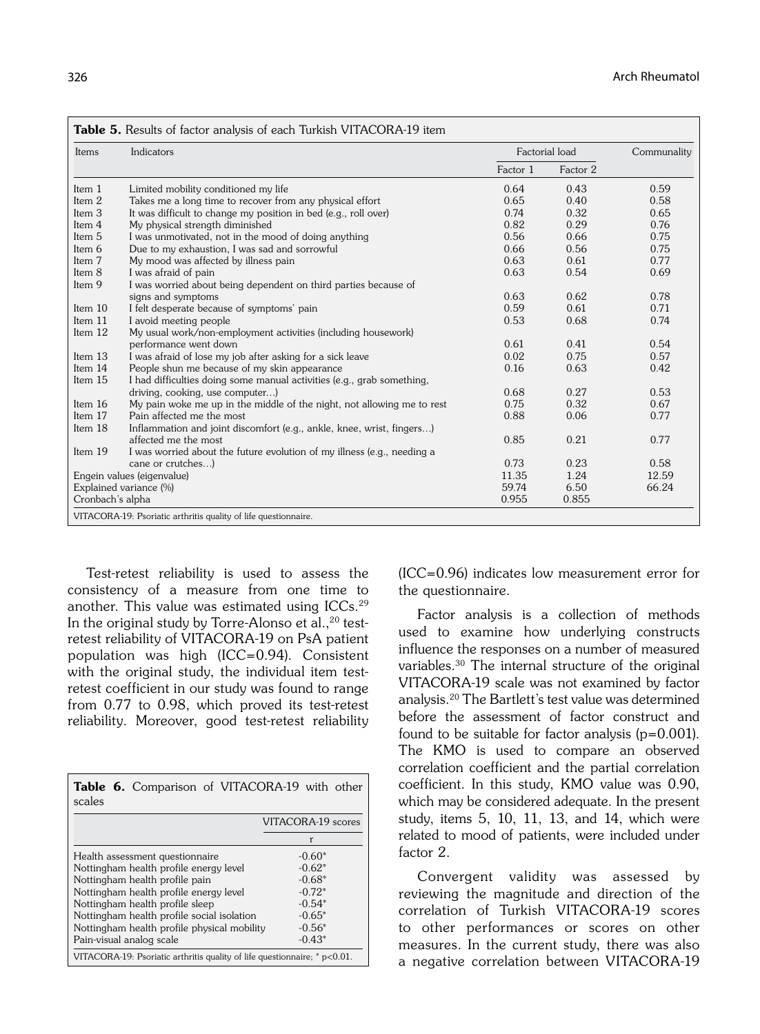**Table 5.** Results of factor analysis of each Turkish VITACORA-19 item

| Items | Indicators | Factorial load | | Communality |
|---|---|---|---|---|
| | | Factor 1 | Factor 2 | |
| Item 1 | Limited mobility conditioned my life | 0.64 | 0.43 | 0.59 |
| Item 2 | Takes me a long time to recover from any physical effort | 0.65 | 0.40 | 0.58 |
| Item 3 | It was difficult to change my position in bed (e.g., roll over) | 0.74 | 0.32 | 0.65 |
| Item 4 | My physical strength diminished | 0.82 | 0.29 | 0.76 |
| Item 5 | I was unmotivated, not in the mood of doing anything | 0.56 | 0.66 | 0.75 |
| Item 6 | Due to my exhaustion, I was sad and sorrowful | 0.66 | 0.56 | 0.75 |
| Item 7 | My mood was affected by illness pain | 0.63 | 0.61 | 0.77 |
| Item 8 | I was afraid of pain | 0.63 | 0.54 | 0.69 |
| Item 9 | I was worried about being dependent on third parties because of signs and symptoms | 0.63 | 0.62 | 0.78 |
| Item 10 | I felt desperate because of symptoms' pain | 0.59 | 0.61 | 0.71 |
| Item 11 | I avoid meeting people | 0.53 | 0.68 | 0.74 |
| Item 12 | My usual work/non-employment activities (including housework) performance went down | 0.61 | 0.41 | 0.54 |
| Item 13 | I was afraid of lose my job after asking for a sick leave | 0.02 | 0.75 | 0.57 |
| Item 14 | People shun me because of my skin appearance | 0.16 | 0.63 | 0.42 |
| Item 15 | I had difficulties doing some manual activities (e.g., grab something, driving, cooking, use computer…) | 0.68 | 0.27 | 0.53 |
| Item 16 | My pain woke me up in the middle of the night, not allowing me to rest | 0.75 | 0.32 | 0.67 |
| Item 17 | Pain affected me the most | 0.88 | 0.06 | 0.77 |
| Item 18 | Inflammation and joint discomfort (e.g., ankle, knee, wrist, fingers…) affected me the most | 0.85 | 0.21 | 0.77 |
| Item 19 | I was worried about the future evolution of my illness (e.g., needing a cane or crutches…) | 0.73 | 0.23 | 0.58 |
| Engein values (eigenvalue) | | 11.35 | 1.24 | 12.59 |
| Explained variance (%) | | 59.74 | 6.50 | 66.24 |
| Cronbach's alpha | | 0.955 | 0.855 | |

VITACORA-19: Psoriatic arthritis quality of life questionnaire.

Test-retest reliability is used to assess the consistency of a measure from one time to another. This value was estimated using ICCs.[29] In the original study by Torre-Alonso et al.,[20] test-retest reliability of VITACORA-19 on PsA patient population was high (ICC=0.94). Consistent with the original study, the individual item test-retest coefficient in our study was found to range from 0.77 to 0.98, which proved its test-retest reliability. Moreover, good test-retest reliability (ICC=0.96) indicates low measurement error for the questionnaire.

**Table 6.** Comparison of VITACORA-19 with other scales

| | VITACORA-19 scores |
|---|---|
| | r |
| Health assessment questionnaire | -0.60* |
| Nottingham health profile energy level | -0.62* |
| Nottingham health profile pain | -0.68* |
| Nottingham health profile energy level | -0.72* |
| Nottingham health profile sleep | -0.54* |
| Nottingham health profile social isolation | -0.65* |
| Nottingham health profile physical mobility | -0.56* |
| Pain-visual analog scale | -0.43* |

VITACORA-19: Psoriatic arthritis quality of life questionnaire; * $p<0.01$.

Factor analysis is a collection of methods used to examine how underlying constructs influence the responses on a number of measured variables.[30] The internal structure of the original VITACORA-19 scale was not examined by factor analysis.[20] The Bartlett's test value was determined before the assessment of factor construct and found to be suitable for factor analysis (p=0.001). The KMO is used to compare an observed correlation coefficient and the partial correlation coefficient. In this study, KMO value was 0.90, which may be considered adequate. In the present study, items 5, 10, 11, 13, and 14, which were related to mood of patients, were included under factor 2.

Convergent validity was assessed by reviewing the magnitude and direction of the correlation of Turkish VITACORA-19 scores to other performances or scores on other measures. In the current study, there was also a negative correlation between VITACORA-19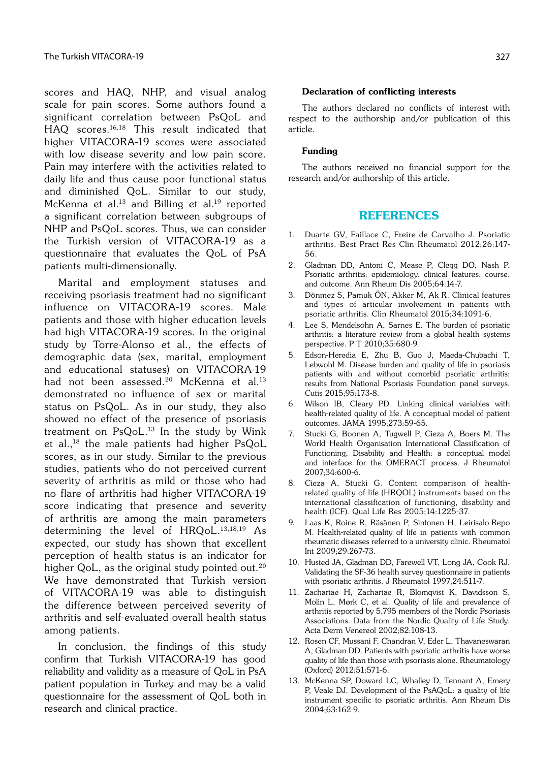scores and HAQ, NHP, and visual analog scale for pain scores. Some authors found a significant correlation between PsQoL and HAQ scores.[16,18] This result indicated that higher VITACORA-19 scores were associated with low disease severity and low pain score. Pain may interfere with the activities related to daily life and thus cause poor functional status and diminished QoL. Similar to our study, McKenna et al.[13] and Billing et al.[19] reported a significant correlation between subgroups of NHP and PsQoL scores. Thus, we can consider the Turkish version of VITACORA-19 as a questionnaire that evaluates the QoL of PsA patients multi-dimensionally.

Marital and employment statuses and receiving psoriasis treatment had no significant influence on VITACORA-19 scores. Male patients and those with higher education levels had high VITACORA-19 scores. In the original study by Torre-Alonso et al., the effects of demographic data (sex, marital, employment and educational statuses) on VITACORA-19 had not been assessed.[20] McKenna et al.[13] demonstrated no influence of sex or marital status on PsQoL. As in our study, they also showed no effect of the presence of psoriasis treatment on PsQoL.[13] In the study by Wink et al.,[18] the male patients had higher PsQoL scores, as in our study. Similar to the previous studies, patients who do not perceived current severity of arthritis as mild or those who had no flare of arthritis had higher VITACORA-19 score indicating that presence and severity of arthritis are among the main parameters determining the level of HRQoL.[13,18,19] As expected, our study has shown that excellent perception of health status is an indicator for higher QoL, as the original study pointed out.[20] We have demonstrated that Turkish version of VITACORA-19 was able to distinguish the difference between perceived severity of arthritis and self-evaluated overall health status among patients.

In conclusion, the findings of this study confirm that Turkish VITACORA-19 has good reliability and validity as a measure of QoL in PsA patient population in Turkey and may be a valid questionnaire for the assessment of QoL both in research and clinical practice.

#### Declaration of conflicting interests

The authors declared no conflicts of interest with respect to the authorship and/or publication of this article.

#### Funding

The authors received no financial support for the research and/or authorship of this article.

## REFERENCES

1. Duarte GV, Faillace C, Freire de Carvalho J. Psoriatic arthritis. Best Pract Res Clin Rheumatol 2012;26:147-56.
2. Gladman DD, Antoni C, Mease P, Clegg DO, Nash P. Psoriatic arthritis: epidemiology, clinical features, course, and outcome. Ann Rheum Dis 2005;64:14-7.
3. Dönmez S, Pamuk ÖN, Akker M, Ak R. Clinical features and types of articular involvement in patients with psoriatic arthritis. Clin Rheumatol 2015;34:1091-6.
4. Lee S, Mendelsohn A, Sarnes E. The burden of psoriatic arthritis: a literature review from a global health systems perspective. P T 2010;35:680-9.
5. Edson-Heredia E, Zhu B, Guo J, Maeda-Chubachi T, Lebwohl M. Disease burden and quality of life in psoriasis patients with and without comorbid psoriatic arthritis: results from National Psoriasis Foundation panel surveys. Cutis 2015;95:173-8.
6. Wilson IB, Cleary PD. Linking clinical variables with health-related quality of life. A conceptual model of patient outcomes. JAMA 1995;273:59-65.
7. Stucki G, Boonen A, Tugwell P, Cieza A, Boers M. The World Health Organisation International Classification of Functioning, Disability and Health: a conceptual model and interface for the OMERACT process. J Rheumatol 2007;34:600-6.
8. Cieza A, Stucki G. Content comparison of health-related quality of life (HRQOL) instruments based on the international classification of functioning, disability and health (ICF). Qual Life Res 2005;14:1225-37.
9. Laas K, Roine R, Räsänen P, Sintonen H, Leirisalo-Repo M. Health-related quality of life in patients with common rheumatic diseases referred to a university clinic. Rheumatol Int 2009;29:267-73.
10. Husted JA, Gladman DD, Farewell VT, Long JA, Cook RJ. Validating the SF-36 health survey questionnaire in patients with psoriatic arthritis. J Rheumatol 1997;24:511-7.
11. Zachariae H, Zachariae R, Blomqvist K, Davidsson S, Molin L, Mørk C, et al. Quality of life and prevalence of arthritis reported by 5,795 members of the Nordic Psoriasis Associations. Data from the Nordic Quality of Life Study. Acta Derm Venereol 2002;82:108-13.
12. Rosen CF, Mussani F, Chandran V, Eder L, Thavaneswaran A, Gladman DD. Patients with psoriatic arthritis have worse quality of life than those with psoriasis alone. Rheumatology (Oxford) 2012;51:571-6.
13. McKenna SP, Doward LC, Whalley D, Tennant A, Emery P, Veale DJ. Development of the PsAQoL: a quality of life instrument specific to psoriatic arthritis. Ann Rheum Dis 2004;63:162-9.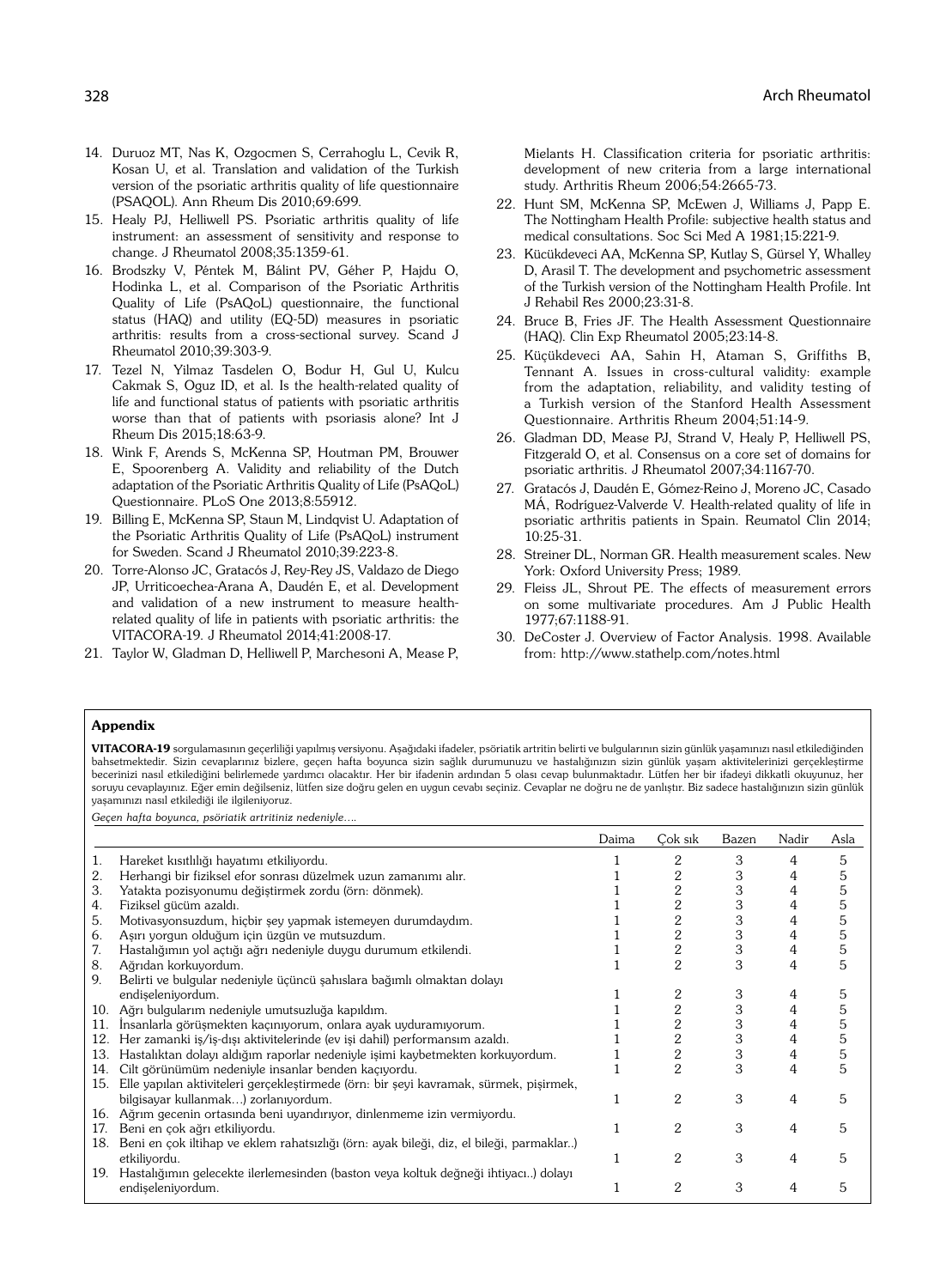14. Duruoz MT, Nas K, Ozgocmen S, Cerrahoglu L, Cevik R, Kosan U, et al. Translation and validation of the Turkish version of the psoriatic arthritis quality of life questionnaire (PSAQOL). Ann Rheum Dis 2010;69:699.
15. Healy PJ, Helliwell PS. Psoriatic arthritis quality of life instrument: an assessment of sensitivity and response to change. J Rheumatol 2008;35:1359-61.
16. Brodszky V, Péntek M, Bálint PV, Géher P, Hajdu O, Hodinka L, et al. Comparison of the Psoriatic Arthritis Quality of Life (PsAQoL) questionnaire, the functional status (HAQ) and utility (EQ-5D) measures in psoriatic arthritis: results from a cross-sectional survey. Scand J Rheumatol 2010;39:303-9.
17. Tezel N, Yilmaz Tasdelen O, Bodur H, Gul U, Kulcu Cakmak S, Oguz ID, et al. Is the health-related quality of life and functional status of patients with psoriatic arthritis worse than that of patients with psoriasis alone? Int J Rheum Dis 2015;18:63-9.
18. Wink F, Arends S, McKenna SP, Houtman PM, Brouwer E, Spoorenberg A. Validity and reliability of the Dutch adaptation of the Psoriatic Arthritis Quality of Life (PsAQoL) Questionnaire. PLoS One 2013;8:55912.
19. Billing E, McKenna SP, Staun M, Lindqvist U. Adaptation of the Psoriatic Arthritis Quality of Life (PsAQoL) instrument for Sweden. Scand J Rheumatol 2010;39:223-8.
20. Torre-Alonso JC, Gratacós J, Rey-Rey JS, Valdazo de Diego JP, Urriticoechea-Arana A, Daudén E, et al. Development and validation of a new instrument to measure health-related quality of life in patients with psoriatic arthritis: the VITACORA-19. J Rheumatol 2014;41:2008-17.
21. Taylor W, Gladman D, Helliwell P, Marchesoni A, Mease P, Mielants H. Classification criteria for psoriatic arthritis: development of new criteria from a large international study. Arthritis Rheum 2006;54:2665-73.
22. Hunt SM, McKenna SP, McEwen J, Williams J, Papp E. The Nottingham Health Profile: subjective health status and medical consultations. Soc Sci Med A 1981;15:221-9.
23. Kücükdeveci AA, McKenna SP, Kutlay S, Gürsel Y, Whalley D, Arasil T. The development and psychometric assessment of the Turkish version of the Nottingham Health Profile. Int J Rehabil Res 2000;23:31-8.
24. Bruce B, Fries JF. The Health Assessment Questionnaire (HAQ). Clin Exp Rheumatol 2005;23:14-8.
25. Küçükdeveci AA, Sahin H, Ataman S, Griffiths B, Tennant A. Issues in cross-cultural validity: example from the adaptation, reliability, and validity testing of a Turkish version of the Stanford Health Assessment Questionnaire. Arthritis Rheum 2004;51:14-9.
26. Gladman DD, Mease PJ, Strand V, Healy P, Helliwell PS, Fitzgerald O, et al. Consensus on a core set of domains for psoriatic arthritis. J Rheumatol 2007;34:1167-70.
27. Gratacós J, Daudén E, Gómez-Reino J, Moreno JC, Casado MÁ, Rodríguez-Valverde V. Health-related quality of life in psoriatic arthritis patients in Spain. Reumatol Clin 2014; 10:25-31.
28. Streiner DL, Norman GR. Health measurement scales. New York: Oxford University Press; 1989.
29. Fleiss JL, Shrout PE. The effects of measurement errors on some multivariate procedures. Am J Public Health 1977;67:1188-91.
30. DeCoster J. Overview of Factor Analysis. 1998. Available from: http://www.stathelp.com/notes.html

## Appendix

**VITACORA-19** sorgulamasının geçerliliği yapılmış versiyonu. Aşağıdaki ifadeler, psöriatik artritin belirti ve bulgularının sizin günlük yaşamınızı nasıl etkilediğinden bahsetmektedir. Sizin cevaplarınız bizlere, geçen hafta boyunca sizin sağlık durumunuzu ve hastalığınızın sizin günlük yaşam aktivitelerinizi gerçekleştirme becerinizi nasıl etkilediğini belirlemede yardımcı olacaktır. Her bir ifadenin ardından 5 olası cevap bulunmaktadır. Lütfen her bir ifadeyi dikkatli okuyunuz, her soruyu cevaplayınız. Eğer emin değilseniz, lütfen size doğru gelen en uygun cevabı seçiniz. Cevaplar ne doğru ne de yanlıştır. Biz sadece hastalığınızın sizin günlük yaşamınızı nasıl etkilediği ile ilgileniyoruz.

*Geçen hafta boyunca, psöriatik artritiniz nedeniyle....*

| | | Daima | Çok sık | Bazen | Nadir | Asla |
|---|---|---|---|---|---|---|
| 1. | Hareket kısıtlılığı hayatımı etkiliyordu. | 1 | 2 | 3 | 4 | 5 |
| 2. | Herhangi bir fiziksel efor sonrası düzelmek uzun zamanımı alır. | 1 | 2 | 3 | 4 | 5 |
| 3. | Yatakta pozisyonumu değiştirmek zordu (örn: dönmek). | 1 | 2 | 3 | 4 | 5 |
| 4. | Fiziksel gücüm azaldı. | 1 | 2 | 3 | 4 | 5 |
| 5. | Motivasyonsuzdum, hiçbir şey yapmak istemeyen durumdaydım. | 1 | 2 | 3 | 4 | 5 |
| 6. | Aşırı yorgun olduğum için üzgün ve mutsuzdum. | 1 | 2 | 3 | 4 | 5 |
| 7. | Hastalığımın yol açtığı ağrı nedeniyle duygu durumum etkilendi. | 1 | 2 | 3 | 4 | 5 |
| 8. | Ağrıdan korkuyordum. | 1 | 2 | 3 | 4 | 5 |
| 9. | Belirti ve bulgular nedeniyle üçüncü şahıslara bağımlı olmaktan dolayı endişeleniyordum. | 1 | 2 | 3 | 4 | 5 |
| 10. | Ağrı bulgularım nedeniyle umutsuzluğa kapıldım. | 1 | 2 | 3 | 4 | 5 |
| 11. | İnsanlarla görüşmekten kaçınıyorum, onlara ayak uyduramıyorum. | 1 | 2 | 3 | 4 | 5 |
| 12. | Her zamanki iş/iş-dışı aktivitelerinde (ev işi dahil) performansım azaldı. | 1 | 2 | 3 | 4 | 5 |
| 13. | Hastalıktan dolayı aldığım raporlar nedeniyle işimi kaybetmekten korkuyordum. | 1 | 2 | 3 | 4 | 5 |
| 14. | Cilt görünümüm nedeniyle insanlar benden kaçıyordu. | 1 | 2 | 3 | 4 | 5 |
| 15. | Elle yapılan aktiviteleri gerçekleştirmede (örn: bir şeyi kavramak, sürmek, pişirmek, bilgisayar kullanmak…) zorlanıyordum. | 1 | 2 | 3 | 4 | 5 |
| 16. | Ağrım gecenin ortasında beni uyandırıyor, dinlenmeme izin vermiyordu. | | | | | |
| 17. | Beni en çok ağrı etkiliyordu. | 1 | 2 | 3 | 4 | 5 |
| 18. | Beni en çok iltihap ve eklem rahatsızlığı (örn: ayak bileği, diz, el bileği, parmaklar..) etkiliyordu. | 1 | 2 | 3 | 4 | 5 |
| 19. | Hastalığımın gelecekte ilerlemesinden (baston veya koltuk değneği ihtiyacı..) dolayı endişeleniyordum. | 1 | 2 | 3 | 4 | 5 |